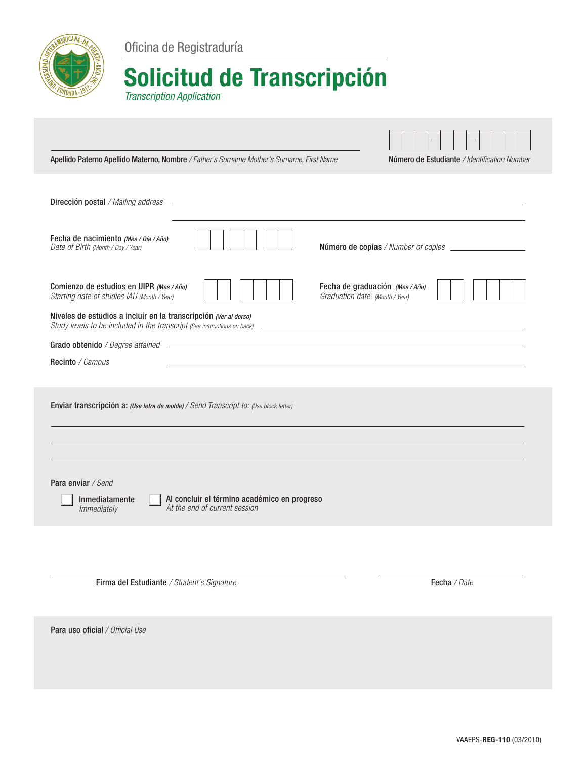Oficina de Registraduría

# Solicitud de Transcripción

*Transcription Application*

Apellido Paterno Apellido Materno, Nombre / *Father's Surname Mother's Surname, First Name* \_\_\_\_\_\_\_\_\_\_\_\_\_\_\_\_\_\_\_\_\_\_\_\_

Número de Estudiante / *Identification Number* \_\_\_ \_\_\_ \_\_\_ – \_\_\_ \_\_\_ – \_\_\_ \_\_\_ \_\_\_ \_\_\_

Dirección postal / *Mailing address* \_\_\_\_\_\_\_\_\_\_\_\_\_\_\_\_\_\_\_\_\_\_\_\_

Fecha de nacimiento ***(Mes / Día / Año)***
*Date of Birth (Month / Day / Year)* \_\_ \_\_ / \_\_ \_\_ / \_\_ \_\_

Número de copias / *Number of copies* \_\_\_\_\_\_\_\_

Comienzo de estudios en UIPR ***(Mes / Año)***
*Starting date of studies IAU (Month / Year)* \_\_ \_\_ / \_\_ \_\_ \_\_ \_\_

Fecha de graduación ***(Mes / Año)***
*Graduation date (Month / Year)* \_\_ \_\_ / \_\_ \_\_ \_\_ \_\_

Niveles de estudios a incluir en la transcripción ***(Ver al dorso)***
*Study levels to be included in the transcript (See instructions on back)* \_\_\_\_\_\_\_\_\_\_\_\_\_\_\_\_\_\_\_\_\_\_\_\_

Grado obtenido / *Degree attained* \_\_\_\_\_\_\_\_\_\_\_\_\_\_\_\_\_\_\_\_\_\_\_\_

Recinto / *Campus* \_\_\_\_\_\_\_\_\_\_\_\_\_\_\_\_\_\_\_\_\_\_\_\_

Enviar transcripción a: ***(Use letra de molde)*** / *Send Transcript to: (Use block letter)*

\_\_\_\_\_\_\_\_\_\_\_\_\_\_\_\_\_\_\_\_\_\_\_\_

\_\_\_\_\_\_\_\_\_\_\_\_\_\_\_\_\_\_\_\_\_\_\_\_

\_\_\_\_\_\_\_\_\_\_\_\_\_\_\_\_\_\_\_\_\_\_\_\_

Para enviar / *Send*

- [ ] Inmediatamente / *Immediately*
- [ ] Al concluir el término académico en progreso / *At the end of current session*

\_\_\_\_\_\_\_\_\_\_\_\_\_\_\_\_\_\_\_\_\_\_\_\_
Firma del Estudiante / *Student's Signature*

\_\_\_\_\_\_\_\_\_\_\_\_\_\_\_\_\_\_\_\_\_\_\_\_
Fecha / *Date*

Para uso oficial / *Official Use*

VAAEPS-**REG-110** (03/2010)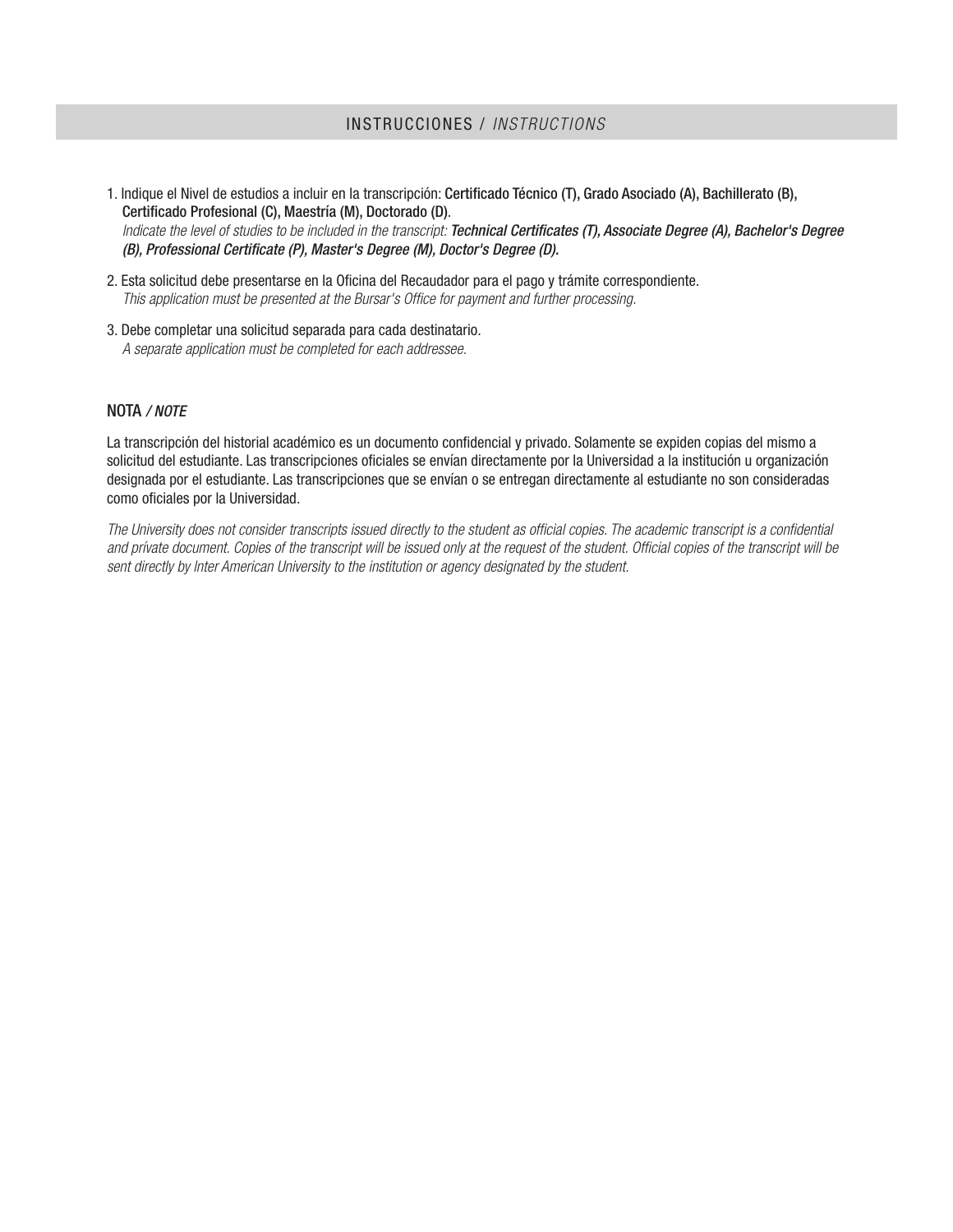## INSTRUCCIONES / *INSTRUCTIONS*

1. Indique el Nivel de estudios a incluir en la transcripción: **Certificado Técnico (T), Grado Asociado (A), Bachillerato (B), Certificado Profesional (C), Maestría (M), Doctorado (D).**
   *Indicate the level of studies to be included in the transcript:* ***Technical Certificates (T), Associate Degree (A), Bachelor's Degree (B), Professional Certificate (P), Master's Degree (M), Doctor's Degree (D).***

2. Esta solicitud debe presentarse en la Oficina del Recaudador para el pago y trámite correspondiente.
   *This application must be presented at the Bursar's Office for payment and further processing.*

3. Debe completar una solicitud separada para cada destinatario.
   *A separate application must be completed for each addressee.*

### NOTA */ NOTE*

La transcripción del historial académico es un documento confidencial y privado. Solamente se expiden copias del mismo a solicitud del estudiante. Las transcripciones oficiales se envían directamente por la Universidad a la institución u organización designada por el estudiante. Las transcripciones que se envían o se entregan directamente al estudiante no son consideradas como oficiales por la Universidad.

*The University does not consider transcripts issued directly to the student as official copies. The academic transcript is a confidential and prívate document. Copies of the transcript will be issued only at the request of the student. Official copies of the transcript will be sent directly by Inter American University to the institution or agency designated by the student.*